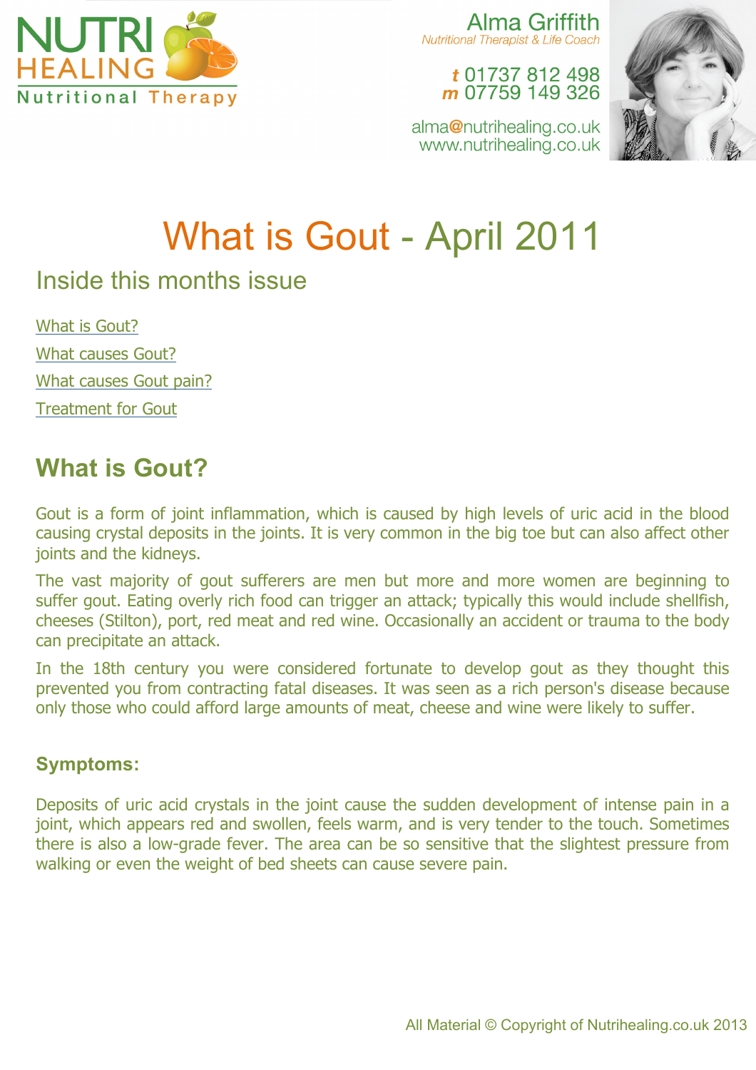NUTRI HEALING
Nutritional Therapy

Alma Griffith
*Nutritional Therapist & Life Coach*

**t** 01737 812 498
**m** 07759 149 326

alma@nutrihealing.co.uk
www.nutrihealing.co.uk

# What is Gout - April 2011

## Inside this months issue

- What is Gout?
- What causes Gout?
- What causes Gout pain?
- Treatment for Gout

## What is Gout?

Gout is a form of joint inflammation, which is caused by high levels of uric acid in the blood causing crystal deposits in the joints. It is very common in the big toe but can also affect other joints and the kidneys.

The vast majority of gout sufferers are men but more and more women are beginning to suffer gout. Eating overly rich food can trigger an attack; typically this would include shellfish, cheeses (Stilton), port, red meat and red wine. Occasionally an accident or trauma to the body can precipitate an attack.

In the 18th century you were considered fortunate to develop gout as they thought this prevented you from contracting fatal diseases. It was seen as a rich person's disease because only those who could afford large amounts of meat, cheese and wine were likely to suffer.

### Symptoms:

Deposits of uric acid crystals in the joint cause the sudden development of intense pain in a joint, which appears red and swollen, feels warm, and is very tender to the touch. Sometimes there is also a low-grade fever. The area can be so sensitive that the slightest pressure from walking or even the weight of bed sheets can cause severe pain.

All Material © Copyright of Nutrihealing.co.uk 2013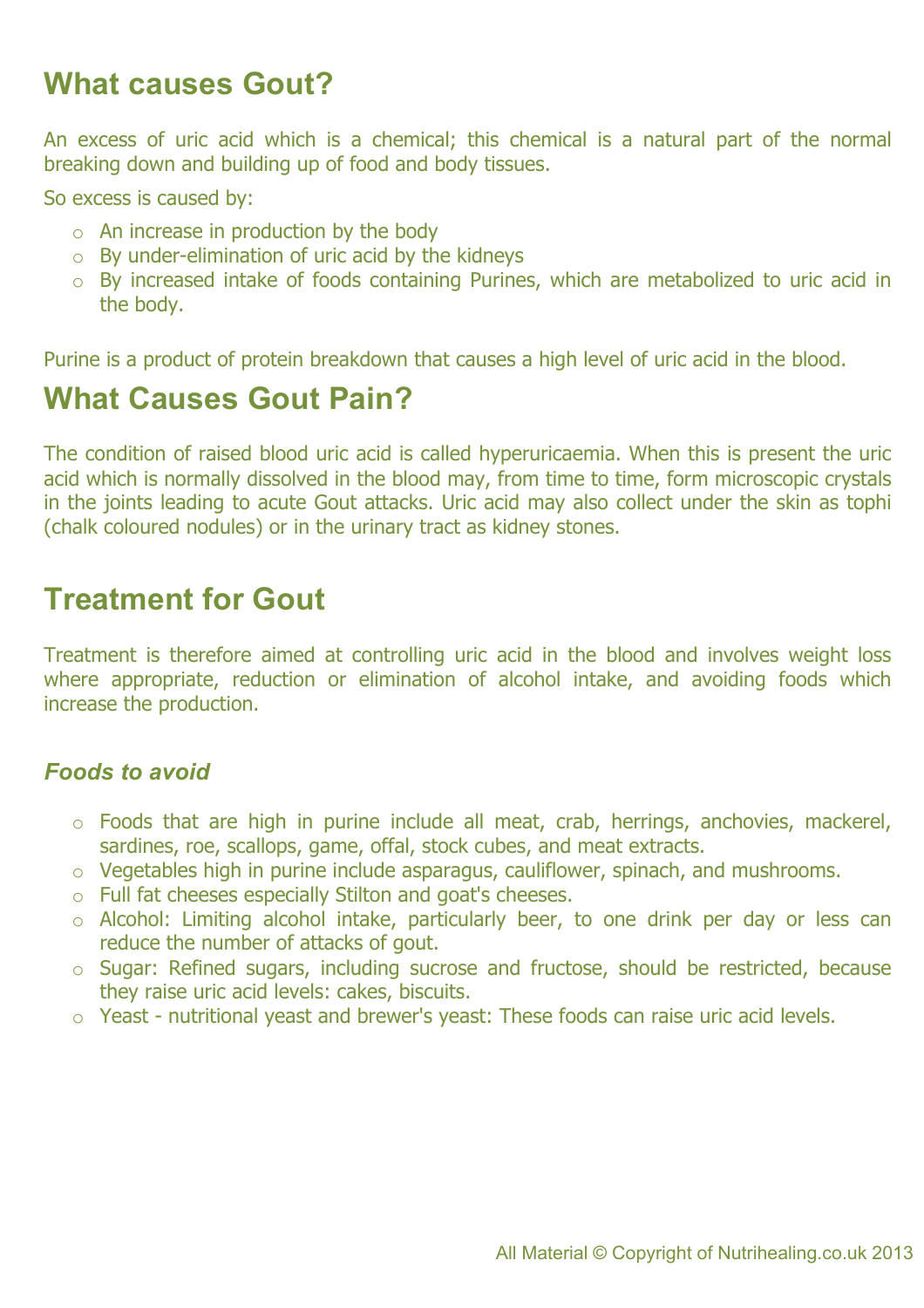## What causes Gout?

An excess of uric acid which is a chemical; this chemical is a natural part of the normal breaking down and building up of food and body tissues.

So excess is caused by:

- An increase in production by the body
- By under-elimination of uric acid by the kidneys
- By increased intake of foods containing Purines, which are metabolized to uric acid in the body.

Purine is a product of protein breakdown that causes a high level of uric acid in the blood.

## What Causes Gout Pain?

The condition of raised blood uric acid is called hyperuricaemia. When this is present the uric acid which is normally dissolved in the blood may, from time to time, form microscopic crystals in the joints leading to acute Gout attacks. Uric acid may also collect under the skin as tophi (chalk coloured nodules) or in the urinary tract as kidney stones.

## Treatment for Gout

Treatment is therefore aimed at controlling uric acid in the blood and involves weight loss where appropriate, reduction or elimination of alcohol intake, and avoiding foods which increase the production.

### *Foods to avoid*

- Foods that are high in purine include all meat, crab, herrings, anchovies, mackerel, sardines, roe, scallops, game, offal, stock cubes, and meat extracts.
- Vegetables high in purine include asparagus, cauliflower, spinach, and mushrooms.
- Full fat cheeses especially Stilton and goat's cheeses.
- Alcohol: Limiting alcohol intake, particularly beer, to one drink per day or less can reduce the number of attacks of gout.
- Sugar: Refined sugars, including sucrose and fructose, should be restricted, because they raise uric acid levels: cakes, biscuits.
- Yeast - nutritional yeast and brewer's yeast: These foods can raise uric acid levels.

All Material © Copyright of Nutrihealing.co.uk 2013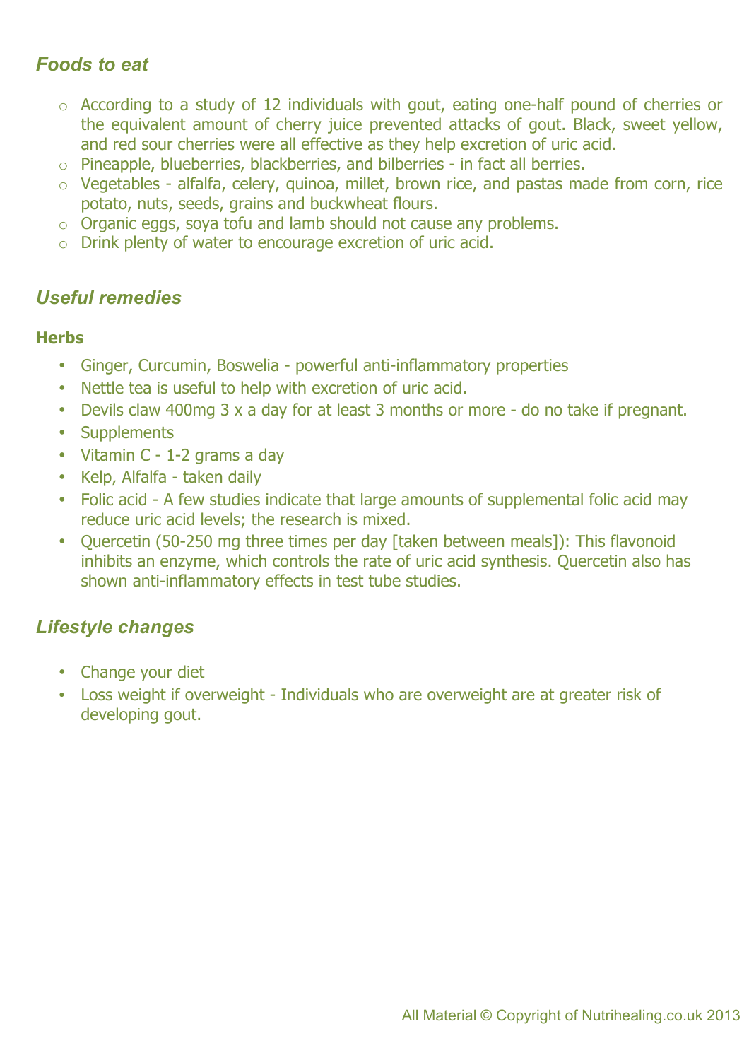## *Foods to eat*

- According to a study of 12 individuals with gout, eating one-half pound of cherries or the equivalent amount of cherry juice prevented attacks of gout. Black, sweet yellow, and red sour cherries were all effective as they help excretion of uric acid.
- Pineapple, blueberries, blackberries, and bilberries - in fact all berries.
- Vegetables - alfalfa, celery, quinoa, millet, brown rice, and pastas made from corn, rice potato, nuts, seeds, grains and buckwheat flours.
- Organic eggs, soya tofu and lamb should not cause any problems.
- Drink plenty of water to encourage excretion of uric acid.

## *Useful remedies*

### Herbs

- Ginger, Curcumin, Boswelia - powerful anti-inflammatory properties
- Nettle tea is useful to help with excretion of uric acid.
- Devils claw 400mg 3 x a day for at least 3 months or more - do no take if pregnant.
- Supplements
- Vitamin C - 1-2 grams a day
- Kelp, Alfalfa - taken daily
- Folic acid - A few studies indicate that large amounts of supplemental folic acid may reduce uric acid levels; the research is mixed.
- Quercetin (50-250 mg three times per day [taken between meals]): This flavonoid inhibits an enzyme, which controls the rate of uric acid synthesis. Quercetin also has shown anti-inflammatory effects in test tube studies.

## *Lifestyle changes*

- Change your diet
- Loss weight if overweight - Individuals who are overweight are at greater risk of developing gout.

All Material © Copyright of Nutrihealing.co.uk 2013